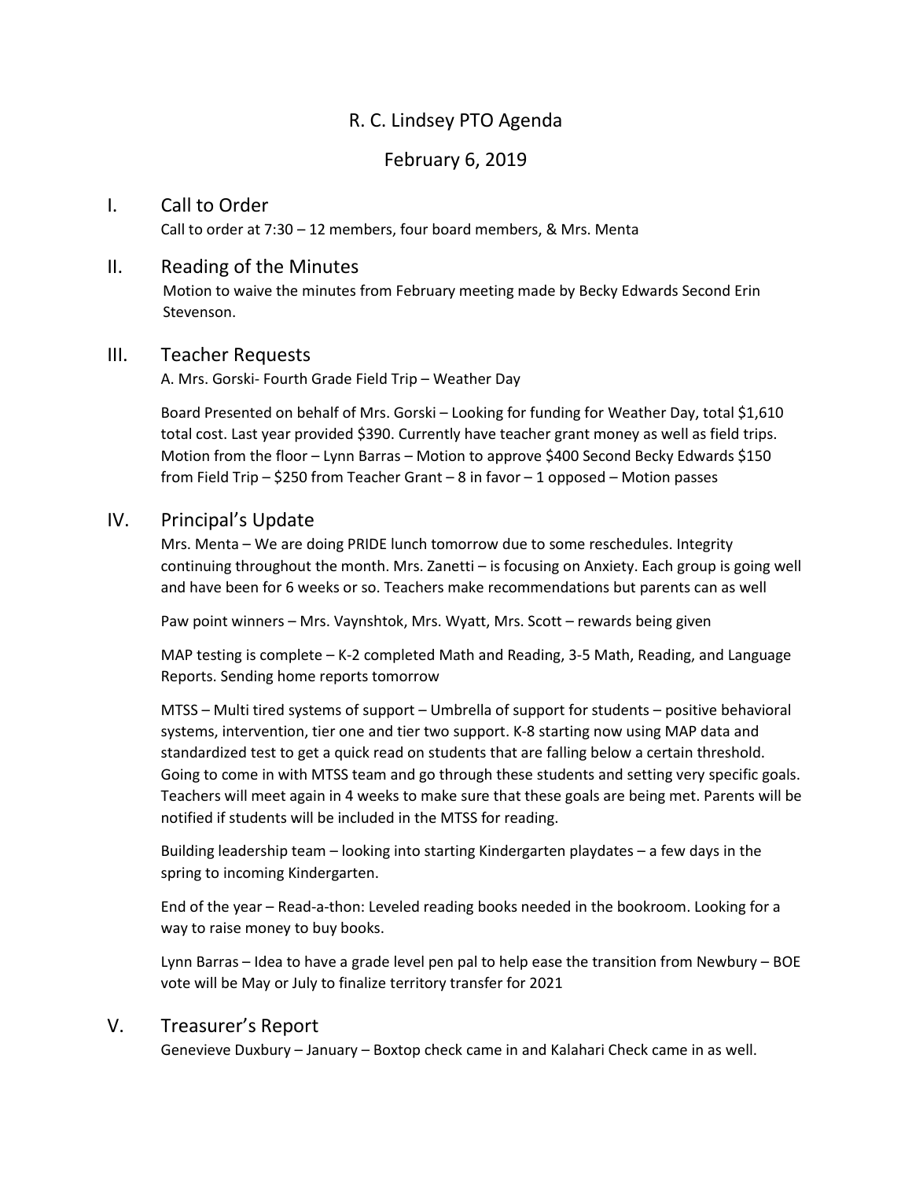# R. C. Lindsey PTO Agenda

February 6, 2019

## I. Call to Order

Call to order at 7:30 – 12 members, four board members, & Mrs. Menta

## II. Reading of the Minutes

Motion to waive the minutes from February meeting made by Becky Edwards Second Erin Stevenson.

## III. Teacher Requests

A. Mrs. Gorski- Fourth Grade Field Trip – Weather Day

Board Presented on behalf of Mrs. Gorski – Looking for funding for Weather Day, total $1,610 total cost. Last year provided $390. Currently have teacher grant money as well as field trips. Motion from the floor – Lynn Barras – Motion to approve $400 Second Becky Edwards $150 from Field Trip – $250 from Teacher Grant – 8 in favor – 1 opposed – Motion passes

## IV. Principal's Update

Mrs. Menta – We are doing PRIDE lunch tomorrow due to some reschedules. Integrity continuing throughout the month. Mrs. Zanetti – is focusing on Anxiety. Each group is going well and have been for 6 weeks or so. Teachers make recommendations but parents can as well

Paw point winners – Mrs. Vaynshtok, Mrs. Wyatt, Mrs. Scott – rewards being given

MAP testing is complete – K-2 completed Math and Reading, 3-5 Math, Reading, and Language Reports. Sending home reports tomorrow

MTSS – Multi tired systems of support – Umbrella of support for students – positive behavioral systems, intervention, tier one and tier two support. K-8 starting now using MAP data and standardized test to get a quick read on students that are falling below a certain threshold. Going to come in with MTSS team and go through these students and setting very specific goals. Teachers will meet again in 4 weeks to make sure that these goals are being met. Parents will be notified if students will be included in the MTSS for reading.

Building leadership team – looking into starting Kindergarten playdates – a few days in the spring to incoming Kindergarten.

End of the year – Read-a-thon: Leveled reading books needed in the bookroom. Looking for a way to raise money to buy books.

Lynn Barras – Idea to have a grade level pen pal to help ease the transition from Newbury – BOE vote will be May or July to finalize territory transfer for 2021

## V. Treasurer's Report

Genevieve Duxbury – January – Boxtop check came in and Kalahari Check came in as well.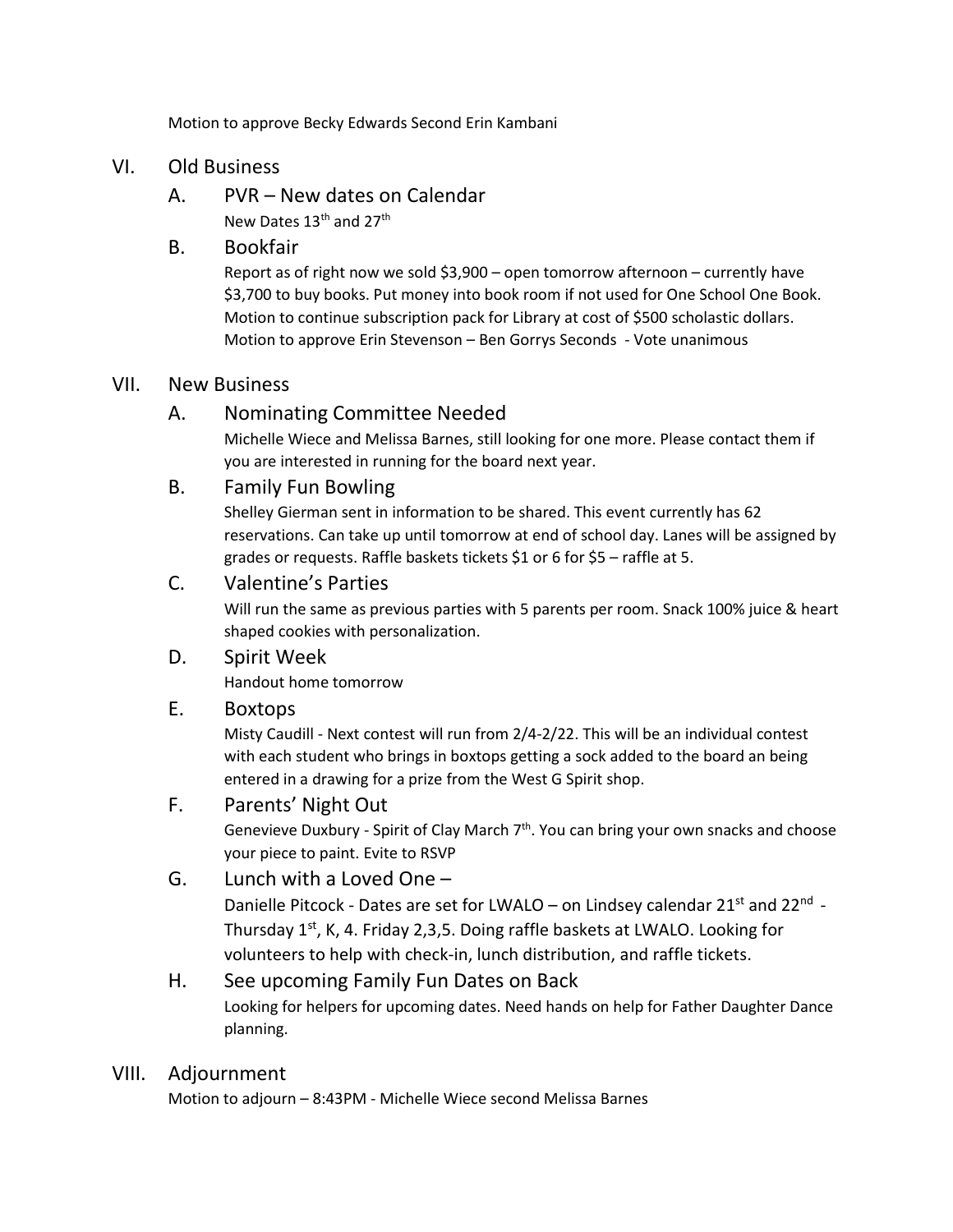Motion to approve Becky Edwards Second Erin Kambani

## VI. Old Business

### A. PVR – New dates on Calendar

New Dates 13th and 27th

### B. Bookfair

Report as of right now we sold $3,900 – open tomorrow afternoon – currently have $3,700 to buy books. Put money into book room if not used for One School One Book. Motion to continue subscription pack for Library at cost of $500 scholastic dollars. Motion to approve Erin Stevenson – Ben Gorrys Seconds - Vote unanimous

## VII. New Business

### A. Nominating Committee Needed

Michelle Wiece and Melissa Barnes, still looking for one more. Please contact them if you are interested in running for the board next year.

### B. Family Fun Bowling

Shelley Gierman sent in information to be shared. This event currently has 62 reservations. Can take up until tomorrow at end of school day. Lanes will be assigned by grades or requests. Raffle baskets tickets $1 or 6 for $5 – raffle at 5.

### C. Valentine's Parties

Will run the same as previous parties with 5 parents per room. Snack 100% juice & heart shaped cookies with personalization.

### D. Spirit Week

Handout home tomorrow

### E. Boxtops

Misty Caudill - Next contest will run from 2/4-2/22. This will be an individual contest with each student who brings in boxtops getting a sock added to the board an being entered in a drawing for a prize from the West G Spirit shop.

### F. Parents' Night Out

Genevieve Duxbury - Spirit of Clay March 7th. You can bring your own snacks and choose your piece to paint. Evite to RSVP

### G. Lunch with a Loved One –

Danielle Pitcock - Dates are set for LWALO – on Lindsey calendar 21st and 22nd - Thursday 1st, K, 4. Friday 2,3,5. Doing raffle baskets at LWALO. Looking for volunteers to help with check-in, lunch distribution, and raffle tickets.

### H. See upcoming Family Fun Dates on Back

Looking for helpers for upcoming dates. Need hands on help for Father Daughter Dance planning.

## VIII. Adjournment

Motion to adjourn – 8:43PM - Michelle Wiece second Melissa Barnes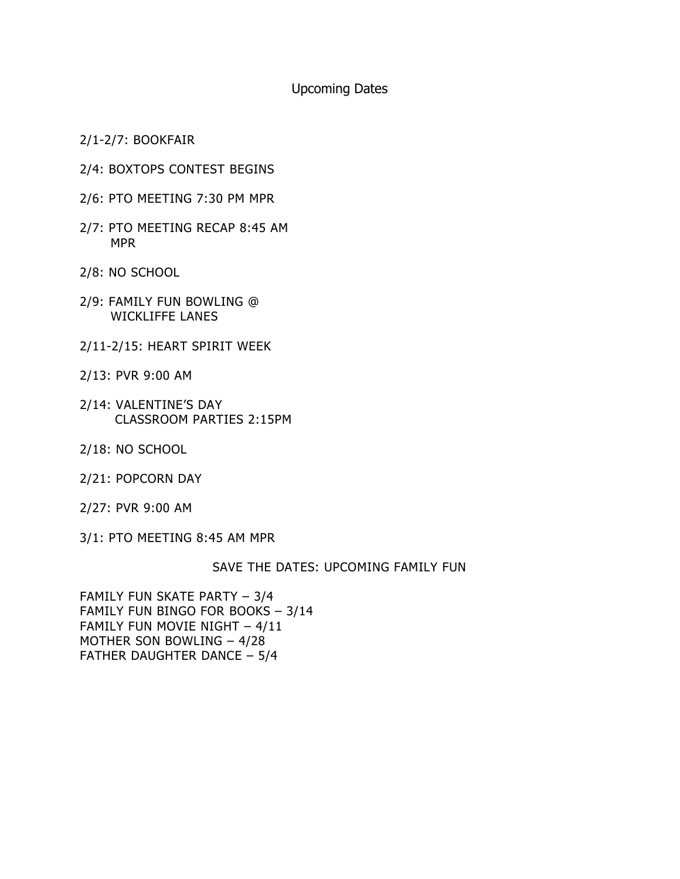# Upcoming Dates

2/1-2/7: BOOKFAIR

2/4: BOXTOPS CONTEST BEGINS

2/6: PTO MEETING 7:30 PM MPR

2/7: PTO MEETING RECAP 8:45 AM MPR

2/8: NO SCHOOL

2/9: FAMILY FUN BOWLING @ WICKLIFFE LANES

2/11-2/15: HEART SPIRIT WEEK

2/13: PVR 9:00 AM

2/14: VALENTINE'S DAY CLASSROOM PARTIES 2:15PM

2/18: NO SCHOOL

2/21: POPCORN DAY

2/27: PVR 9:00 AM

3/1: PTO MEETING 8:45 AM MPR

## SAVE THE DATES: UPCOMING FAMILY FUN

FAMILY FUN SKATE PARTY – 3/4
FAMILY FUN BINGO FOR BOOKS – 3/14
FAMILY FUN MOVIE NIGHT – 4/11
MOTHER SON BOWLING – 4/28
FATHER DAUGHTER DANCE – 5/4